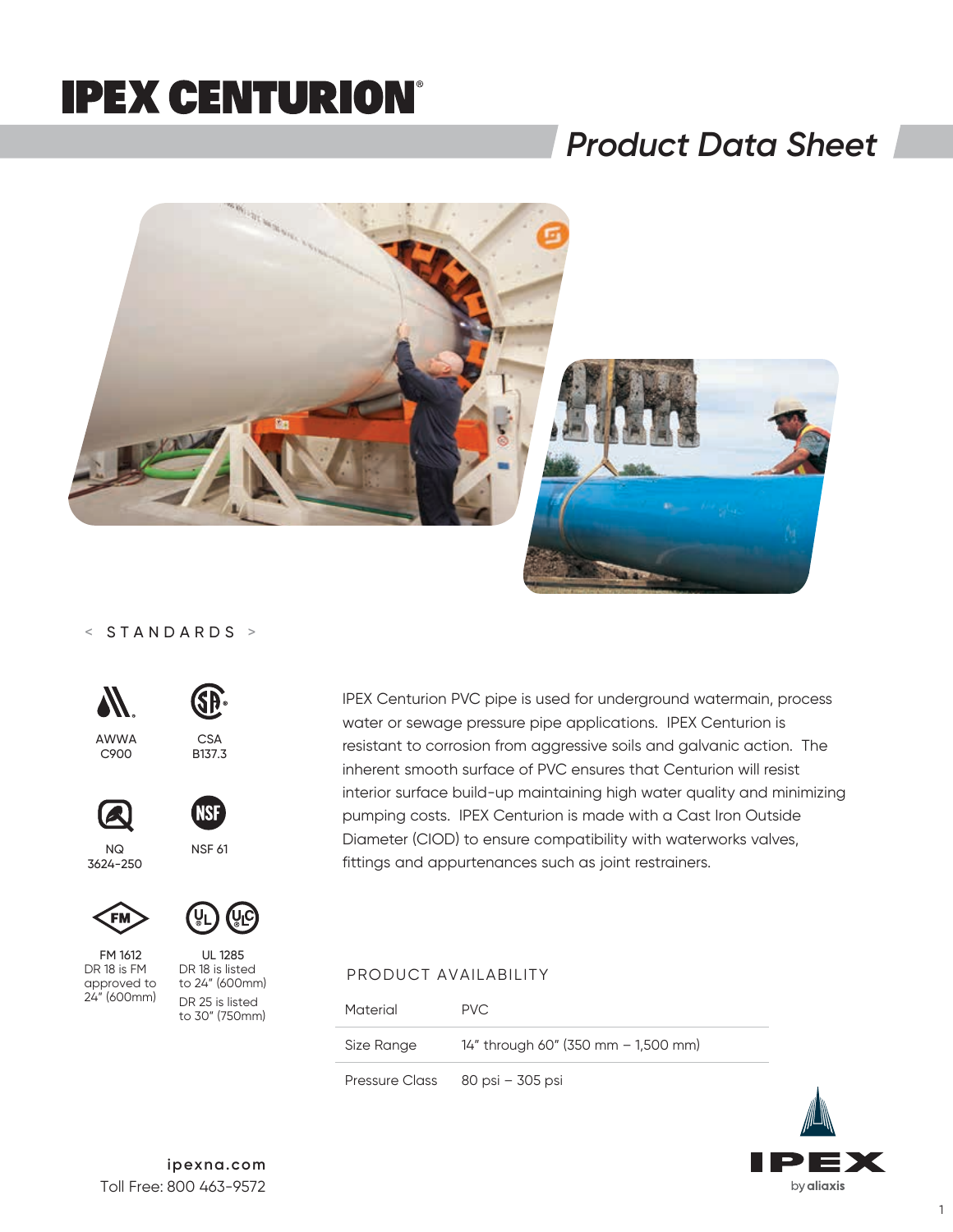# IPEX CENTURION®

## Product Data Sheet

### < STANDARDS >

AWWA C900

CSA B137.3

NQ 3624-250

NSF 61

FM 1612
DR 18 is FM approved to 24" (600mm)

UL 1285
DR 18 is listed to 24" (600mm)
DR 25 is listed to 30" (750mm)

IPEX Centurion PVC pipe is used for underground watermain, process water or sewage pressure pipe applications. IPEX Centurion is resistant to corrosion from aggressive soils and galvanic action. The inherent smooth surface of PVC ensures that Centurion will resist interior surface build-up maintaining high water quality and minimizing pumping costs. IPEX Centurion is made with a Cast Iron Outside Diameter (CIOD) to ensure compatibility with waterworks valves, fittings and appurtenances such as joint restrainers.

### PRODUCT AVAILABILITY

| | |
|---|---|
| Material | PVC |
| Size Range | 14" through 60" (350 mm – 1,500 mm) |
| Pressure Class | 80 psi – 305 psi |

**ipexna.com**
Toll Free: 800 463-9572

IPEX by aliaxis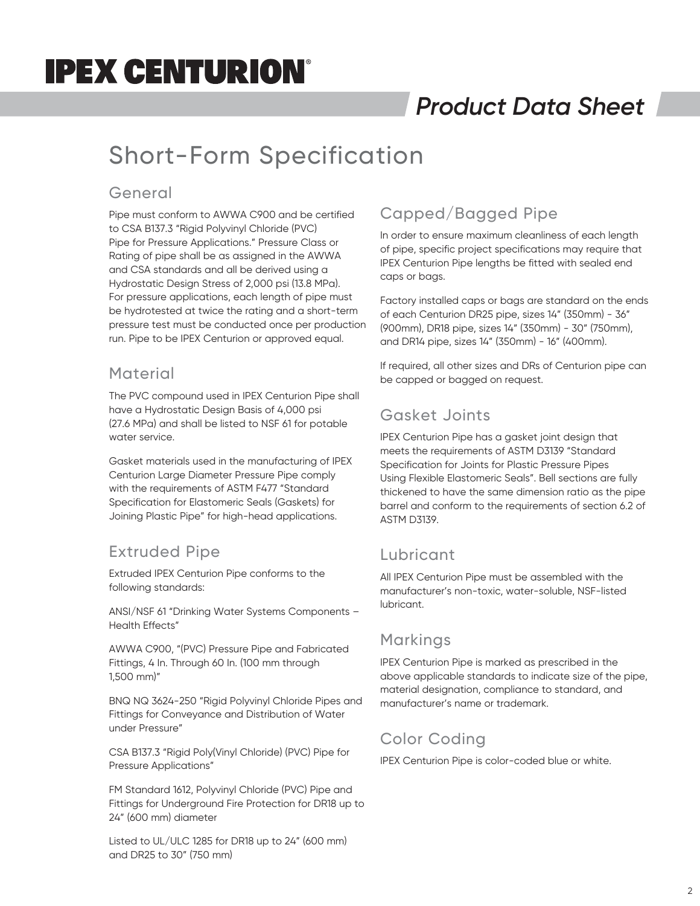# IPEX CENTURION®

## Product Data Sheet

# Short-Form Specification

## General

Pipe must conform to AWWA C900 and be certified to CSA B137.3 "Rigid Polyvinyl Chloride (PVC) Pipe for Pressure Applications." Pressure Class or Rating of pipe shall be as assigned in the AWWA and CSA standards and all be derived using a Hydrostatic Design Stress of 2,000 psi (13.8 MPa). For pressure applications, each length of pipe must be hydrotested at twice the rating and a short-term pressure test must be conducted once per production run. Pipe to be IPEX Centurion or approved equal.

## Material

The PVC compound used in IPEX Centurion Pipe shall have a Hydrostatic Design Basis of 4,000 psi (27.6 MPa) and shall be listed to NSF 61 for potable water service.

Gasket materials used in the manufacturing of IPEX Centurion Large Diameter Pressure Pipe comply with the requirements of ASTM F477 "Standard Specification for Elastomeric Seals (Gaskets) for Joining Plastic Pipe" for high-head applications.

## Extruded Pipe

Extruded IPEX Centurion Pipe conforms to the following standards:

ANSI/NSF 61 "Drinking Water Systems Components – Health Effects"

AWWA C900, "(PVC) Pressure Pipe and Fabricated Fittings, 4 In. Through 60 In. (100 mm through 1,500 mm)"

BNQ NQ 3624-250 "Rigid Polyvinyl Chloride Pipes and Fittings for Conveyance and Distribution of Water under Pressure"

CSA B137.3 "Rigid Poly(Vinyl Chloride) (PVC) Pipe for Pressure Applications"

FM Standard 1612, Polyvinyl Chloride (PVC) Pipe and Fittings for Underground Fire Protection for DR18 up to 24" (600 mm) diameter

Listed to UL/ULC 1285 for DR18 up to 24" (600 mm) and DR25 to 30" (750 mm)

## Capped/Bagged Pipe

In order to ensure maximum cleanliness of each length of pipe, specific project specifications may require that IPEX Centurion Pipe lengths be fitted with sealed end caps or bags.

Factory installed caps or bags are standard on the ends of each Centurion DR25 pipe, sizes 14" (350mm) - 36" (900mm), DR18 pipe, sizes 14" (350mm) - 30" (750mm), and DR14 pipe, sizes 14" (350mm) - 16" (400mm).

If required, all other sizes and DRs of Centurion pipe can be capped or bagged on request.

## Gasket Joints

IPEX Centurion Pipe has a gasket joint design that meets the requirements of ASTM D3139 "Standard Specification for Joints for Plastic Pressure Pipes Using Flexible Elastomeric Seals". Bell sections are fully thickened to have the same dimension ratio as the pipe barrel and conform to the requirements of section 6.2 of ASTM D3139.

## Lubricant

All IPEX Centurion Pipe must be assembled with the manufacturer's non-toxic, water-soluble, NSF-listed lubricant.

## Markings

IPEX Centurion Pipe is marked as prescribed in the above applicable standards to indicate size of the pipe, material designation, compliance to standard, and manufacturer's name or trademark.

## Color Coding

IPEX Centurion Pipe is color-coded blue or white.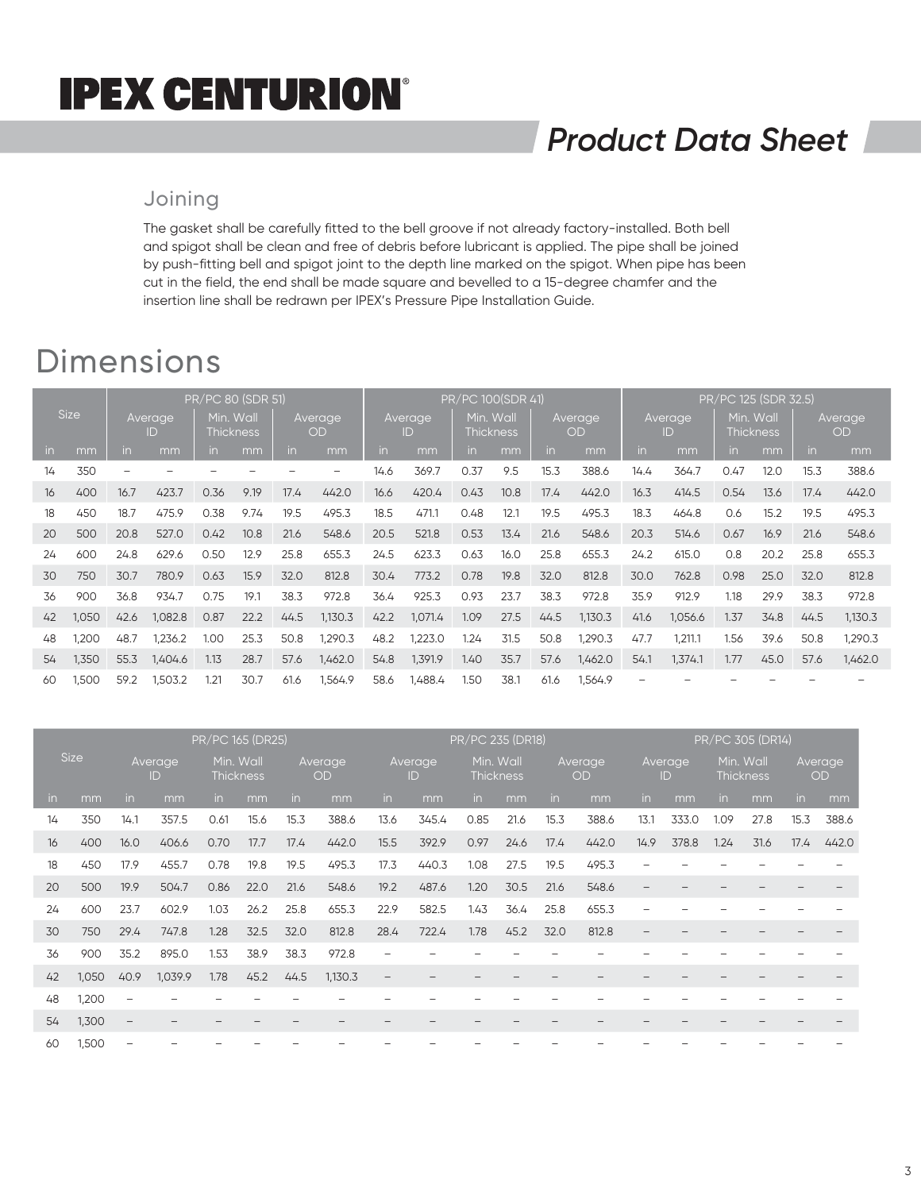# IPEX CENTURION®

*Product Data Sheet*

## Joining

The gasket shall be carefully fitted to the bell groove if not already factory-installed. Both bell and spigot shall be clean and free of debris before lubricant is applied. The pipe shall be joined by push-fitting bell and spigot joint to the depth line marked on the spigot. When pipe has been cut in the field, the end shall be made square and bevelled to a 15-degree chamfer and the insertion line shall be redrawn per IPEX's Pressure Pipe Installation Guide.

# Dimensions

| Size | | PR/PC 80 (SDR 51) | | | | | | PR/PC 100(SDR 41) | | | | | | PR/PC 125 (SDR 32.5) | | | | | |
|---|---|---|---|---|---|---|---|---|---|---|---|---|---|---|---|---|---|---|---|
| | | Average ID | | Min. Wall Thickness | | Average OD | | Average ID | | Min. Wall Thickness | | Average OD | | Average ID | | Min. Wall Thickness | | Average OD | |
| in | mm | in | mm | in | mm | in | mm | in | mm | in | mm | in | mm | in | mm | in | mm | in | mm |
| 14 | 350 | – | – | – | – | – | – | 14.6 | 369.7 | 0.37 | 9.5 | 15.3 | 388.6 | 14.4 | 364.7 | 0.47 | 12.0 | 15.3 | 388.6 |
| 16 | 400 | 16.7 | 423.7 | 0.36 | 9.19 | 17.4 | 442.0 | 16.6 | 420.4 | 0.43 | 10.8 | 17.4 | 442.0 | 16.3 | 414.5 | 0.54 | 13.6 | 17.4 | 442.0 |
| 18 | 450 | 18.7 | 475.9 | 0.38 | 9.74 | 19.5 | 495.3 | 18.5 | 471.1 | 0.48 | 12.1 | 19.5 | 495.3 | 18.3 | 464.8 | 0.6 | 15.2 | 19.5 | 495.3 |
| 20 | 500 | 20.8 | 527.0 | 0.42 | 10.8 | 21.6 | 548.6 | 20.5 | 521.8 | 0.53 | 13.4 | 21.6 | 548.6 | 20.3 | 514.6 | 0.67 | 16.9 | 21.6 | 548.6 |
| 24 | 600 | 24.8 | 629.6 | 0.50 | 12.9 | 25.8 | 655.3 | 24.5 | 623.3 | 0.63 | 16.0 | 25.8 | 655.3 | 24.2 | 615.0 | 0.8 | 20.2 | 25.8 | 655.3 |
| 30 | 750 | 30.7 | 780.9 | 0.63 | 15.9 | 32.0 | 812.8 | 30.4 | 773.2 | 0.78 | 19.8 | 32.0 | 812.8 | 30.0 | 762.8 | 0.98 | 25.0 | 32.0 | 812.8 |
| 36 | 900 | 36.8 | 934.7 | 0.75 | 19.1 | 38.3 | 972.8 | 36.4 | 925.3 | 0.93 | 23.7 | 38.3 | 972.8 | 35.9 | 912.9 | 1.18 | 29.9 | 38.3 | 972.8 |
| 42 | 1,050 | 42.6 | 1,082.8 | 0.87 | 22.2 | 44.5 | 1,130.3 | 42.2 | 1,071.4 | 1.09 | 27.5 | 44.5 | 1,130.3 | 41.6 | 1,056.6 | 1.37 | 34.8 | 44.5 | 1,130.3 |
| 48 | 1,200 | 48.7 | 1,236.2 | 1.00 | 25.3 | 50.8 | 1,290.3 | 48.2 | 1,223.0 | 1.24 | 31.5 | 50.8 | 1,290.3 | 47.7 | 1,211.1 | 1.56 | 39.6 | 50.8 | 1,290.3 |
| 54 | 1,350 | 55.3 | 1,404.6 | 1.13 | 28.7 | 57.6 | 1,462.0 | 54.8 | 1,391.9 | 1.40 | 35.7 | 57.6 | 1,462.0 | 54.1 | 1,374.1 | 1.77 | 45.0 | 57.6 | 1,462.0 |
| 60 | 1,500 | 59.2 | 1,503.2 | 1.21 | 30.7 | 61.6 | 1,564.9 | 58.6 | 1,488.4 | 1.50 | 38.1 | 61.6 | 1,564.9 | – | – | – | – | – | – |

| Size | | PR/PC 165 (DR25) | | | | | | PR/PC 235 (DR18) | | | | | | PR/PC 305 (DR14) | | | | | |
|---|---|---|---|---|---|---|---|---|---|---|---|---|---|---|---|---|---|---|---|
| | | Average ID | | Min. Wall Thickness | | Average OD | | Average ID | | Min. Wall Thickness | | Average OD | | Average ID | | Min. Wall Thickness | | Average OD | |
| in | mm | in | mm | in | mm | in | mm | in | mm | in | mm | in | mm | in | mm | in | mm | in | mm |
| 14 | 350 | 14.1 | 357.5 | 0.61 | 15.6 | 15.3 | 388.6 | 13.6 | 345.4 | 0.85 | 21.6 | 15.3 | 388.6 | 13.1 | 333.0 | 1.09 | 27.8 | 15.3 | 388.6 |
| 16 | 400 | 16.0 | 406.6 | 0.70 | 17.7 | 17.4 | 442.0 | 15.5 | 392.9 | 0.97 | 24.6 | 17.4 | 442.0 | 14.9 | 378.8 | 1.24 | 31.6 | 17.4 | 442.0 |
| 18 | 450 | 17.9 | 455.7 | 0.78 | 19.8 | 19.5 | 495.3 | 17.3 | 440.3 | 1.08 | 27.5 | 19.5 | 495.3 | – | – | – | – | – | – |
| 20 | 500 | 19.9 | 504.7 | 0.86 | 22.0 | 21.6 | 548.6 | 19.2 | 487.6 | 1.20 | 30.5 | 21.6 | 548.6 | – | – | – | – | – | – |
| 24 | 600 | 23.7 | 602.9 | 1.03 | 26.2 | 25.8 | 655.3 | 22.9 | 582.5 | 1.43 | 36.4 | 25.8 | 655.3 | – | – | – | – | – | – |
| 30 | 750 | 29.4 | 747.8 | 1.28 | 32.5 | 32.0 | 812.8 | 28.4 | 722.4 | 1.78 | 45.2 | 32.0 | 812.8 | – | – | – | – | – | – |
| 36 | 900 | 35.2 | 895.0 | 1.53 | 38.9 | 38.3 | 972.8 | – | – | – | – | – | – | – | – | – | – | – | – |
| 42 | 1,050 | 40.9 | 1,039.9 | 1.78 | 45.2 | 44.5 | 1,130.3 | – | – | – | – | – | – | – | – | – | – | – | – |
| 48 | 1,200 | – | – | – | – | – | – | – | – | – | – | – | – | – | – | – | – | – | – |
| 54 | 1,300 | – | – | – | – | – | – | – | – | – | – | – | – | – | – | – | – | – | – |
| 60 | 1,500 | – | – | – | – | – | – | – | – | – | – | – | – | – | – | – | – | – | – |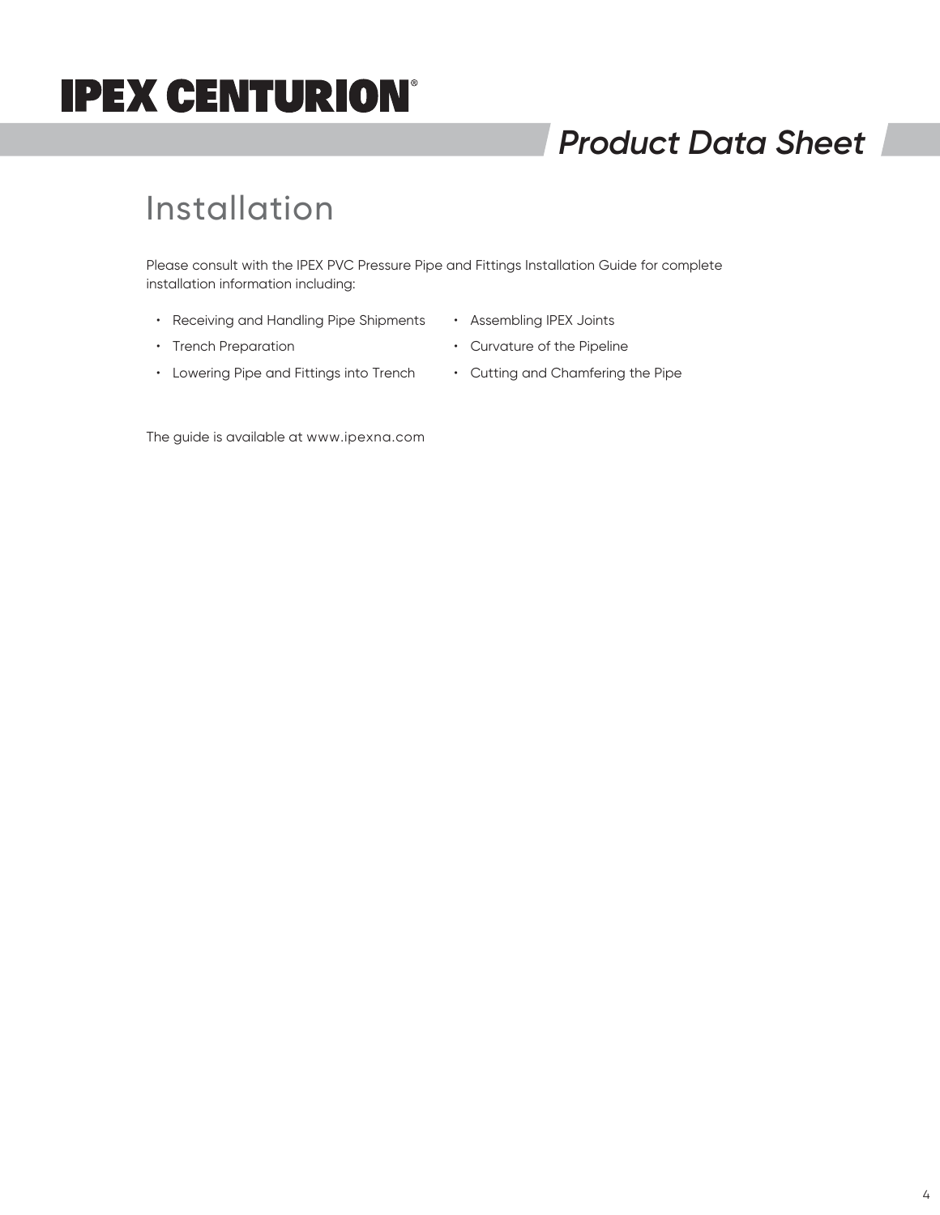# Installation

Please consult with the IPEX PVC Pressure Pipe and Fittings Installation Guide for complete installation information including:

- Receiving and Handling Pipe Shipments
- Trench Preparation
- Lowering Pipe and Fittings into Trench
- Assembling IPEX Joints
- Curvature of the Pipeline
- Cutting and Chamfering the Pipe

The guide is available at www.ipexna.com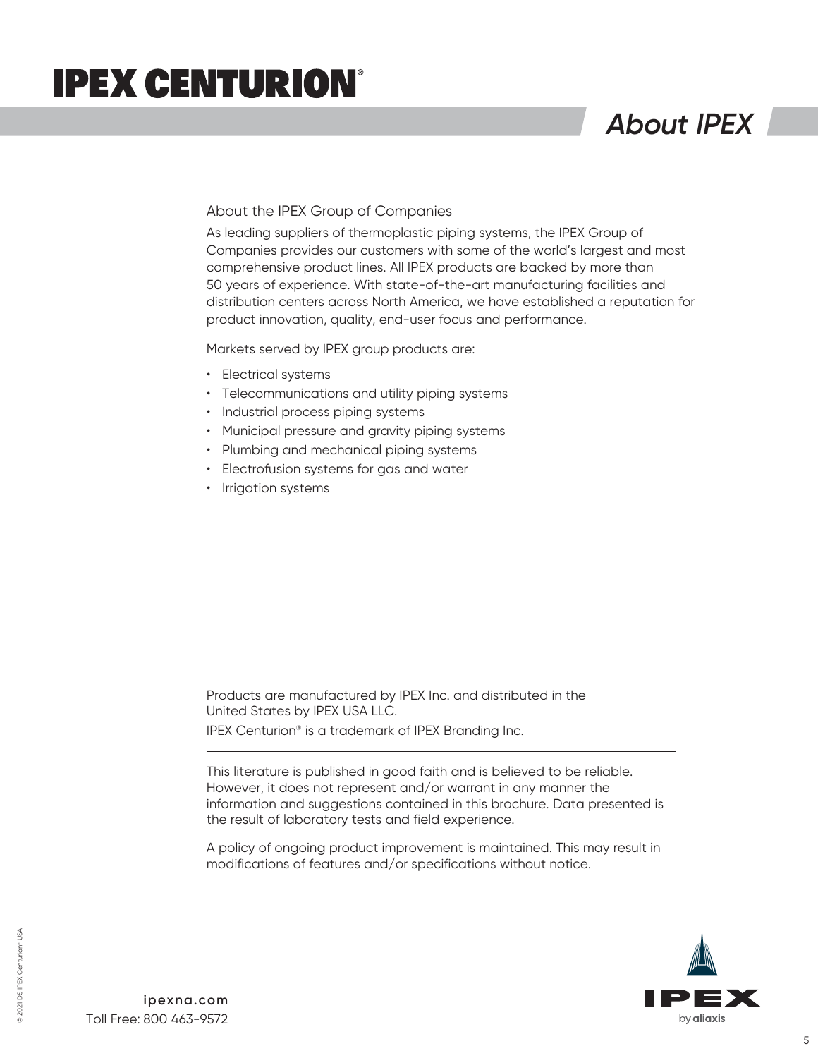# IPEX CENTURION®

## About IPEX

### About the IPEX Group of Companies

As leading suppliers of thermoplastic piping systems, the IPEX Group of Companies provides our customers with some of the world's largest and most comprehensive product lines. All IPEX products are backed by more than 50 years of experience. With state-of-the-art manufacturing facilities and distribution centers across North America, we have established a reputation for product innovation, quality, end-user focus and performance.

Markets served by IPEX group products are:

- Electrical systems
- Telecommunications and utility piping systems
- Industrial process piping systems
- Municipal pressure and gravity piping systems
- Plumbing and mechanical piping systems
- Electrofusion systems for gas and water
- Irrigation systems

Products are manufactured by IPEX Inc. and distributed in the United States by IPEX USA LLC.

IPEX Centurion® is a trademark of IPEX Branding Inc.

---

This literature is published in good faith and is believed to be reliable. However, it does not represent and/or warrant in any manner the information and suggestions contained in this brochure. Data presented is the result of laboratory tests and field experience.

A policy of ongoing product improvement is maintained. This may result in modifications of features and/or specifications without notice.

© 2021 DS IPEX Centurion® USA

**ipexna.com**
Toll Free: 800 463-9572

IPEX by aliaxis